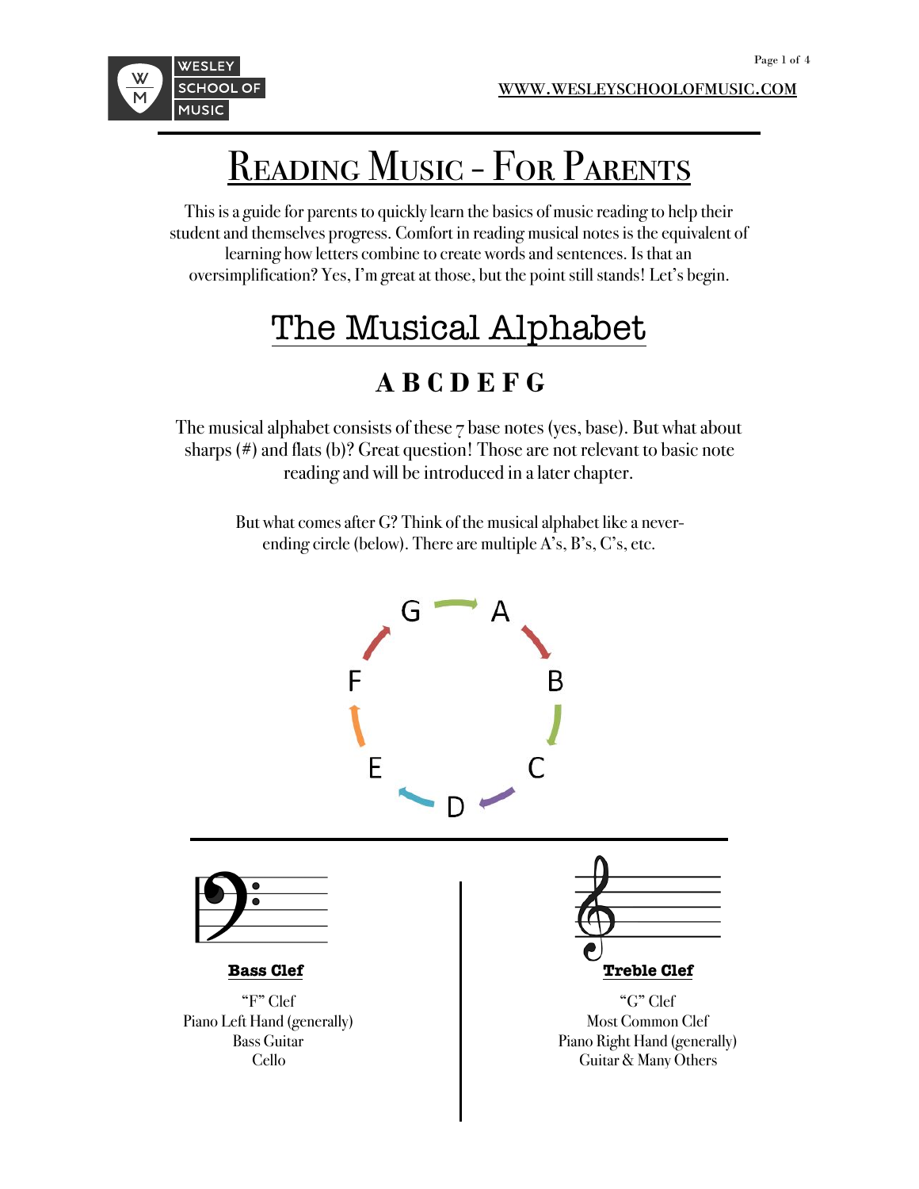# Reading Music - For Parents

This is a guide for parents to quickly learn the basics of music reading to help their student and themselves progress. Comfort in reading musical notes is the equivalent of learning how letters combine to create words and sentences. Is that an oversimplification? Yes, I'm great at those, but the point still stands! Let's begin.

## The Musical Alphabet

### A B C D E F G

The musical alphabet consists of these 7 base notes (yes, base). But what about sharps (#) and flats (b)? Great question! Those are not relevant to basic note reading and will be introduced in a later chapter.

But what comes after G? Think of the musical alphabet like a never-ending circle (below). There are multiple A's, B's, C's, etc.

G → A → B → C → D → E → F → G

**Bass Clef**

"F" Clef
Piano Left Hand (generally)
Bass Guitar
Cello

**Treble Clef**

"G" Clef
Most Common Clef
Piano Right Hand (generally)
Guitar & Many Others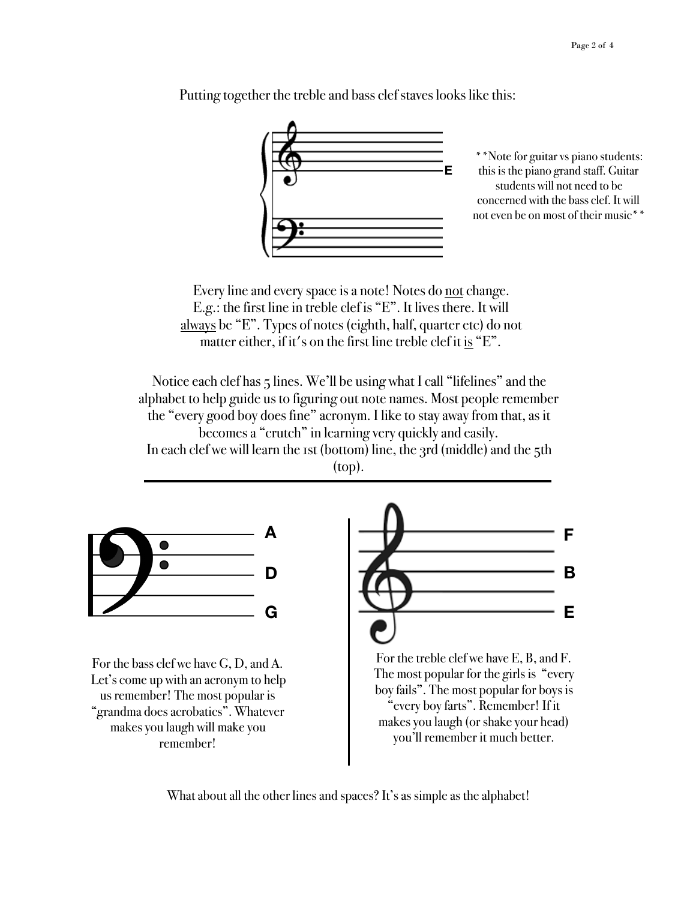Putting together the treble and bass clef staves looks like this:

E

**Note for guitar vs piano students: this is the piano grand staff. Guitar students will not need to be concerned with the bass clef. It will not even be on most of their music**

Every line and every space is a note! Notes do not change. E.g.: the first line in treble clef is "E". It lives there. It will always be "E". Types of notes (eighth, half, quarter etc) do not matter either, if it's on the first line treble clef it is "E".

Notice each clef has 5 lines. We'll be using what I call "lifelines" and the alphabet to help guide us to figuring out note names. Most people remember the "every good boy does fine" acronym. I like to stay away from that, as it becomes a "crutch" in learning very quickly and easily.
In each clef we will learn the 1st (bottom) line, the 3rd (middle) and the 5th (top).

---

A

D

G

For the bass clef we have G, D, and A. Let's come up with an acronym to help us remember! The most popular is "grandma does acrobatics". Whatever makes you laugh will make you remember!

F

B

E

For the treble clef we have E, B, and F. The most popular for the girls is "every boy fails". The most popular for boys is "every boy farts". Remember! If it makes you laugh (or shake your head) you'll remember it much better.

What about all the other lines and spaces? It's as simple as the alphabet!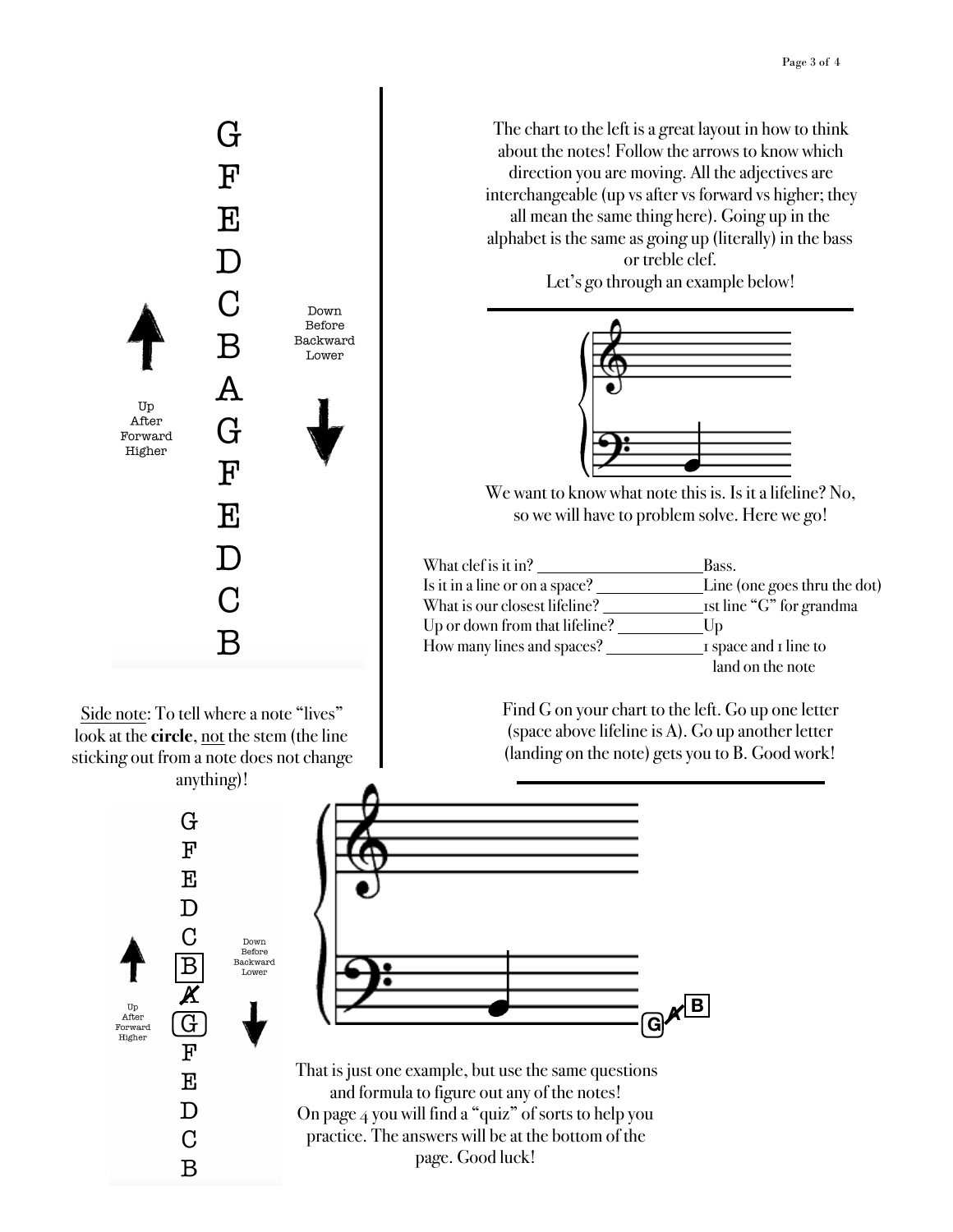G
F
E
D
C
B
A
G
F
E
D
C
B

Up
After
Forward
Higher

Down
Before
Backward
Lower

The chart to the left is a great layout in how to think about the notes! Follow the arrows to know which direction you are moving. All the adjectives are interchangeable (up vs after vs forward vs higher; they all mean the same thing here). Going up in the alphabet is the same as going up (literally) in the bass or treble clef.
Let's go through an example below!

We want to know what note this is. Is it a lifeline? No, so we will have to problem solve. Here we go!

What clef is it in? ____________Bass.
Is it in a line or on a space? ____________Line (one goes thru the dot)
What is our closest lifeline? ____________1st line "G" for grandma
Up or down from that lifeline? ____________Up
How many lines and spaces? ____________1 space and 1 line to land on the note

Find G on your chart to the left. Go up one letter (space above lifeline is A). Go up another letter (landing on the note) gets you to B. Good work!

Side note: To tell where a note "lives" look at the **circle**, not the stem (the line sticking out from a note does not change anything)!

G
F
E
D
C
B
A
G
F
E
D
C
B

Up
After
Forward
Higher

Down
Before
Backward
Lower

G A B

That is just one example, but use the same questions and formula to figure out any of the notes!
On page 4 you will find a "quiz" of sorts to help you practice. The answers will be at the bottom of the page. Good luck!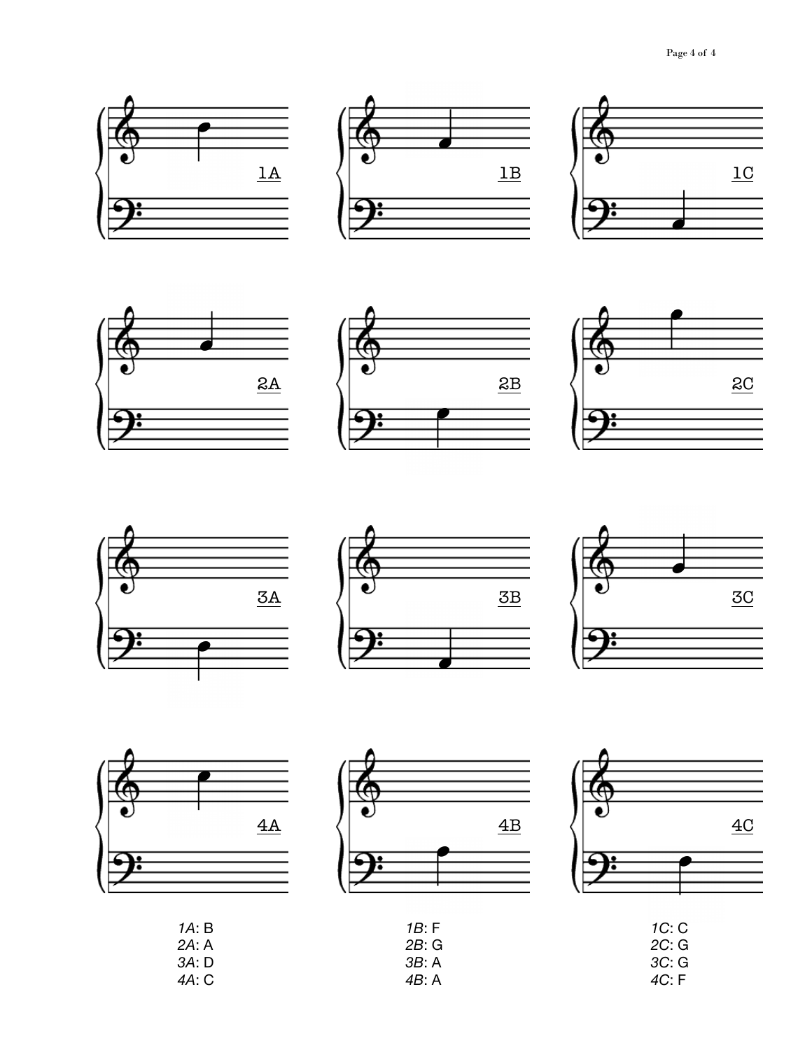1A

1B

1C

2A

2B

2C

3A

3B

3C

4A

4B

4C

*1A*: B
*2A*: A
*3A*: D
*4A*: C

*1B*: F
*2B*: G
*3B*: A
*4B*: A

*1C*: C
*2C*: G
*3C*: G
*4C*: F